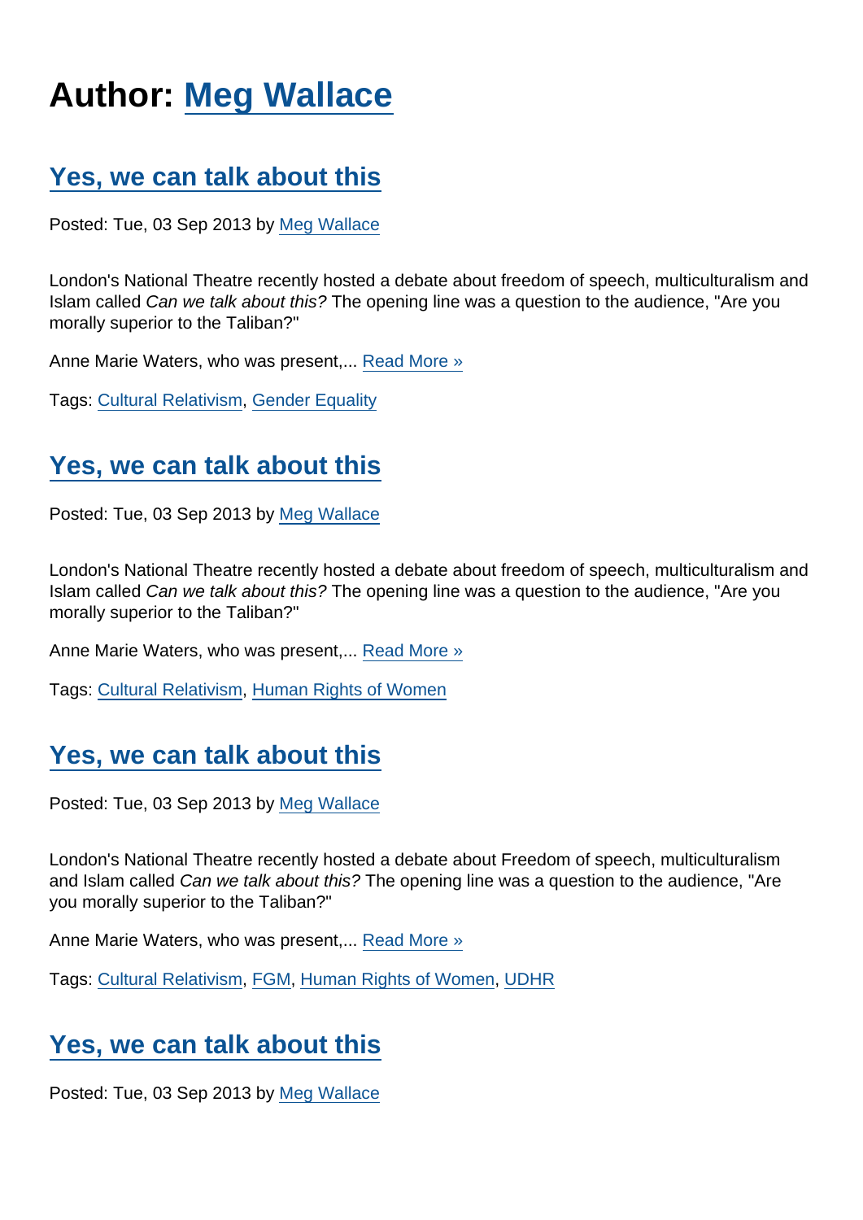# Author: Meg Wallace

## Yes, we can talk about this

Posted: Tue, 03 Sep 2013 by Meg Wallace

London's National Theatre recently hosted a debate about freedom of speech, multiculturalism and Islam called *Can we talk about this?* The opening line was a question to the audience, "Are you morally superior to the Taliban?"

Anne Marie Waters, who was present,... Read More »

Tags: Cultural Relativism, Gender Equality

## Yes, we can talk about this

Posted: Tue, 03 Sep 2013 by Meg Wallace

London's National Theatre recently hosted a debate about freedom of speech, multiculturalism and Islam called *Can we talk about this?* The opening line was a question to the audience, "Are you morally superior to the Taliban?"

Anne Marie Waters, who was present,... Read More »

Tags: Cultural Relativism, Human Rights of Women

## Yes, we can talk about this

Posted: Tue, 03 Sep 2013 by Meg Wallace

London's National Theatre recently hosted a debate about Freedom of speech, multiculturalism and Islam called *Can we talk about this?* The opening line was a question to the audience, "Are you morally superior to the Taliban?"

Anne Marie Waters, who was present,... Read More »

Tags: Cultural Relativism, FGM, Human Rights of Women, UDHR

## Yes, we can talk about this

Posted: Tue, 03 Sep 2013 by Meg Wallace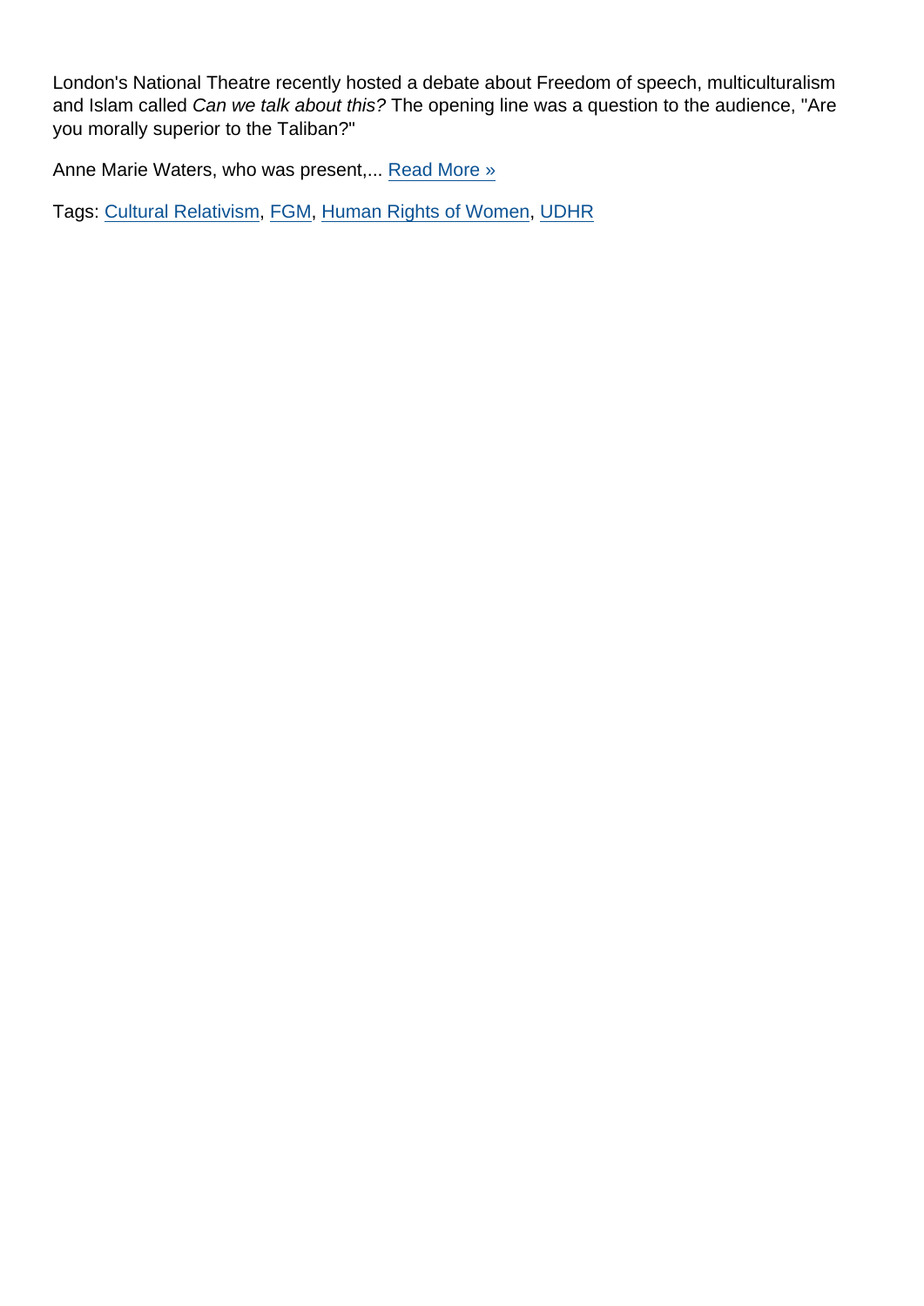London's National Theatre recently hosted a debate about Freedom of speech, multiculturalism and Islam called *Can we talk about this?* The opening line was a question to the audience, "Are you morally superior to the Taliban?"

Anne Marie Waters, who was present,... [Read More »]

Tags: [Cultural Relativism], [FGM], [Human Rights of Women], [UDHR]